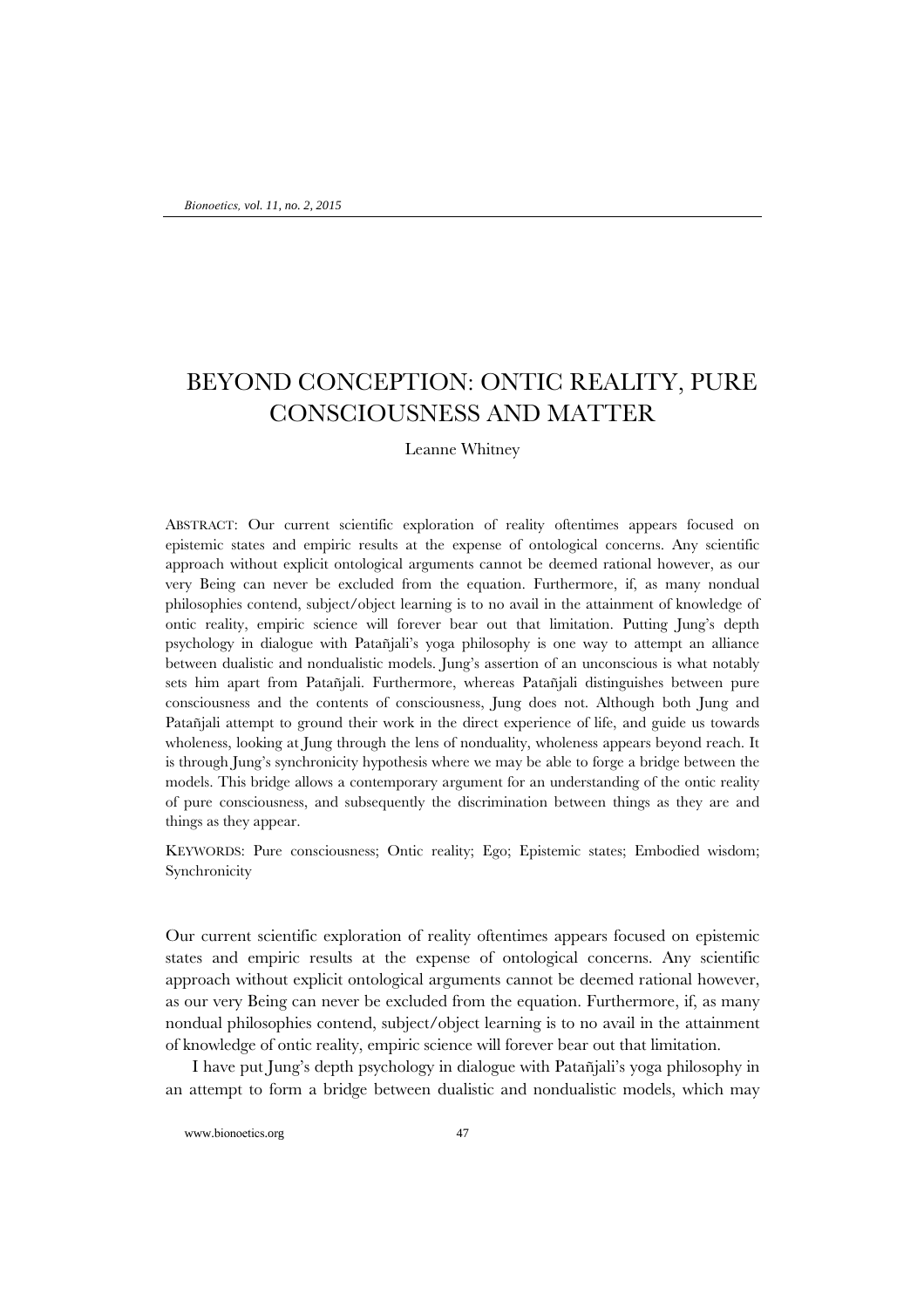# BEYOND CONCEPTION: ONTIC REALITY, PURE CONSCIOUSNESS AND MATTER

Leanne Whitney

ABSTRACT: Our current scientific exploration of reality oftentimes appears focused on epistemic states and empiric results at the expense of ontological concerns. Any scientific approach without explicit ontological arguments cannot be deemed rational however, as our very Being can never be excluded from the equation. Furthermore, if, as many nondual philosophies contend, subject/object learning is to no avail in the attainment of knowledge of ontic reality, empiric science will forever bear out that limitation. Putting Jung's depth psychology in dialogue with Patañjali's yoga philosophy is one way to attempt an alliance between dualistic and nondualistic models. Jung's assertion of an unconscious is what notably sets him apart from Patañjali. Furthermore, whereas Patañjali distinguishes between pure consciousness and the contents of consciousness, Jung does not. Although both Jung and Patañjali attempt to ground their work in the direct experience of life, and guide us towards wholeness, looking at Jung through the lens of nonduality, wholeness appears beyond reach. It is through Jung's synchronicity hypothesis where we may be able to forge a bridge between the models. This bridge allows a contemporary argument for an understanding of the ontic reality of pure consciousness, and subsequently the discrimination between things as they are and things as they appear.

KEYWORDS: Pure consciousness; Ontic reality; Ego; Epistemic states; Embodied wisdom; Synchronicity

Our current scientific exploration of reality oftentimes appears focused on epistemic states and empiric results at the expense of ontological concerns. Any scientific approach without explicit ontological arguments cannot be deemed rational however, as our very Being can never be excluded from the equation. Furthermore, if, as many nondual philosophies contend, subject/object learning is to no avail in the attainment of knowledge of ontic reality, empiric science will forever bear out that limitation.

I have put Jung's depth psychology in dialogue with Patañjali's yoga philosophy in an attempt to form a bridge between dualistic and nondualistic models, which may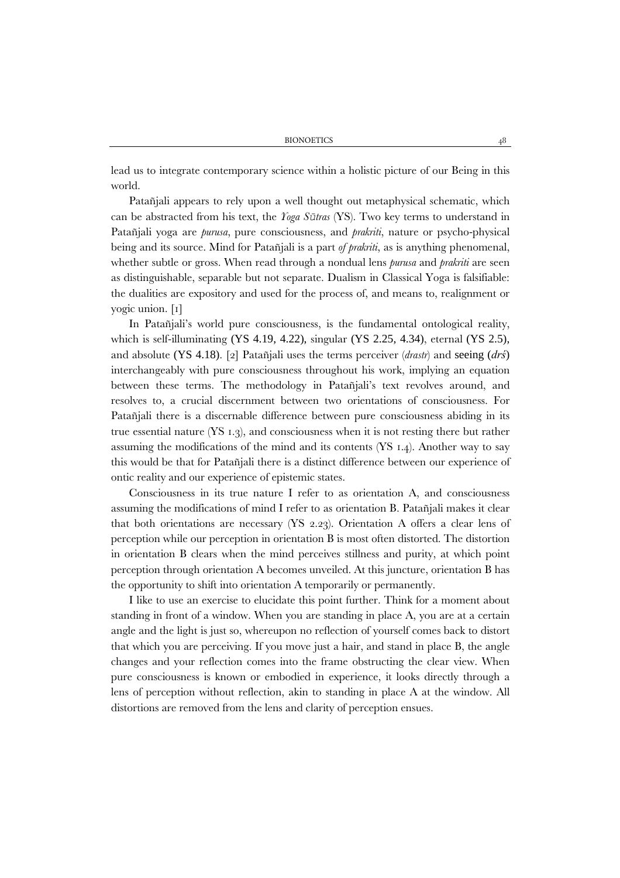lead us to integrate contemporary science within a holistic picture of our Being in this world.

Patañjali appears to rely upon a well thought out metaphysical schematic, which can be abstracted from his text, the *Yoga Sūtras* (YS). Two key terms to understand in Patañjali yoga are *purusa*, pure consciousness, and *prakriti*, nature or psycho-physical being and its source. Mind for Patañjali is a part *of prakriti*, as is anything phenomenal, whether subtle or gross. When read through a nondual lens *purusa* and *prakriti* are seen as distinguishable, separable but not separate. Dualism in Classical Yoga is falsifiable: the dualities are expository and used for the process of, and means to, realignment or yogic union. [1]

In Patañjali's world pure consciousness, is the fundamental ontological reality, which is self-illuminating (YS 4.19, 4.22), singular (YS 2.25, 4.34), eternal (YS 2.5), and absolute (YS 4.18). [2] Patañjali uses the terms perceiver (*drastr*) and seeing (*drś*) interchangeably with pure consciousness throughout his work, implying an equation between these terms. The methodology in Patañjali's text revolves around, and resolves to, a crucial discernment between two orientations of consciousness. For Patañjali there is a discernable difference between pure consciousness abiding in its true essential nature (YS 1.3), and consciousness when it is not resting there but rather assuming the modifications of the mind and its contents (YS 1.4). Another way to say this would be that for Patañjali there is a distinct difference between our experience of ontic reality and our experience of epistemic states.

Consciousness in its true nature I refer to as orientation A, and consciousness assuming the modifications of mind I refer to as orientation B. Patañjali makes it clear that both orientations are necessary (YS 2.23). Orientation A offers a clear lens of perception while our perception in orientation B is most often distorted. The distortion in orientation B clears when the mind perceives stillness and purity, at which point perception through orientation A becomes unveiled. At this juncture, orientation B has the opportunity to shift into orientation A temporarily or permanently.

I like to use an exercise to elucidate this point further. Think for a moment about standing in front of a window. When you are standing in place A, you are at a certain angle and the light is just so, whereupon no reflection of yourself comes back to distort that which you are perceiving. If you move just a hair, and stand in place B, the angle changes and your reflection comes into the frame obstructing the clear view. When pure consciousness is known or embodied in experience, it looks directly through a lens of perception without reflection, akin to standing in place A at the window. All distortions are removed from the lens and clarity of perception ensues.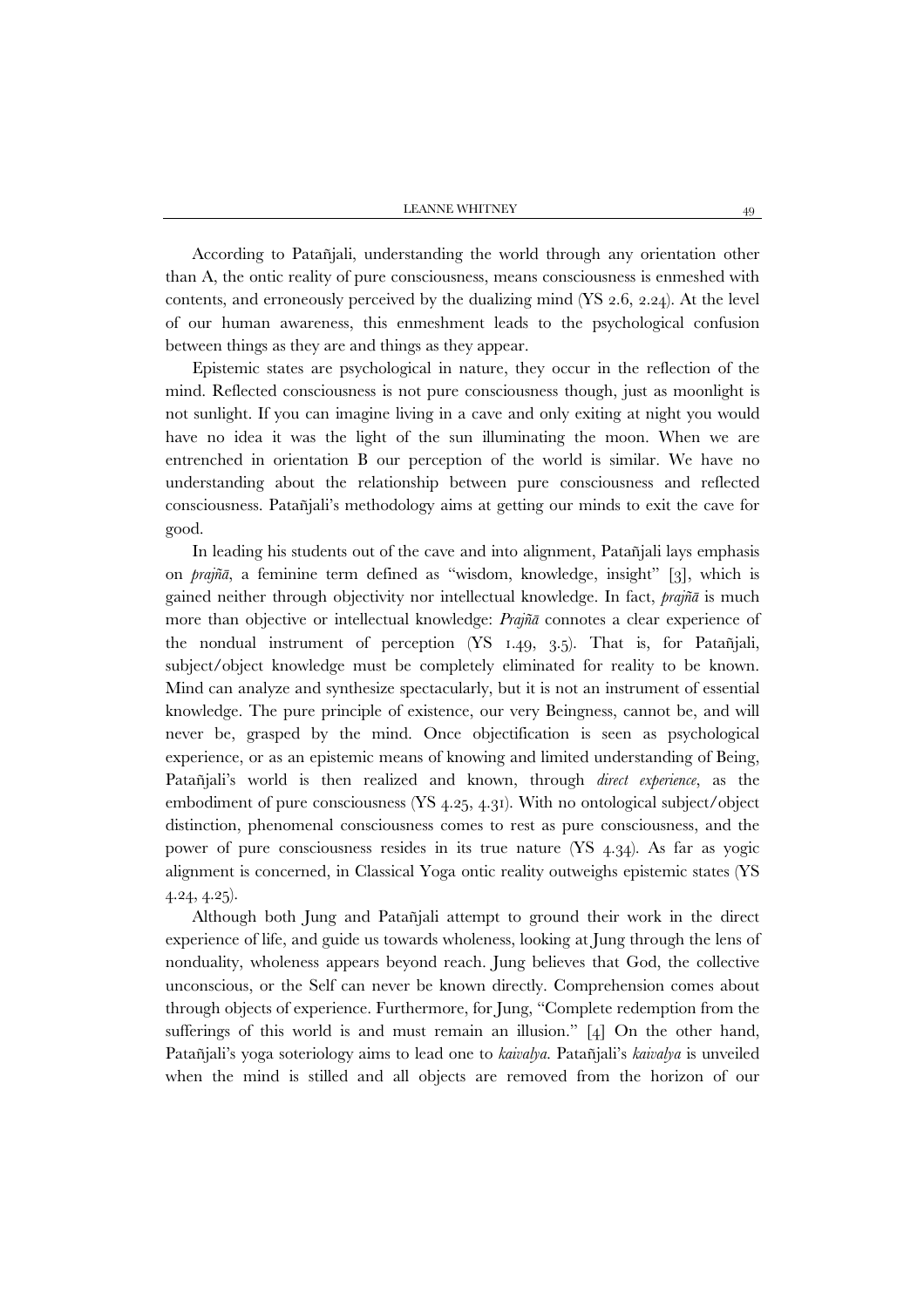According to Patañjali, understanding the world through any orientation other than A, the ontic reality of pure consciousness, means consciousness is enmeshed with contents, and erroneously perceived by the dualizing mind (YS 2.6, 2.24). At the level of our human awareness, this enmeshment leads to the psychological confusion between things as they are and things as they appear.

Epistemic states are psychological in nature, they occur in the reflection of the mind. Reflected consciousness is not pure consciousness though, just as moonlight is not sunlight. If you can imagine living in a cave and only exiting at night you would have no idea it was the light of the sun illuminating the moon. When we are entrenched in orientation B our perception of the world is similar. We have no understanding about the relationship between pure consciousness and reflected consciousness. Patañjali's methodology aims at getting our minds to exit the cave for good.

In leading his students out of the cave and into alignment, Patañjali lays emphasis on *prajñā*, a feminine term defined as "wisdom, knowledge, insight" [3], which is gained neither through objectivity nor intellectual knowledge. In fact, *prajñā* is much more than objective or intellectual knowledge: *Prajñā* connotes a clear experience of the nondual instrument of perception (YS 1.49, 3.5). That is, for Patañjali, subject/object knowledge must be completely eliminated for reality to be known. Mind can analyze and synthesize spectacularly, but it is not an instrument of essential knowledge. The pure principle of existence, our very Beingness, cannot be, and will never be, grasped by the mind. Once objectification is seen as psychological experience, or as an epistemic means of knowing and limited understanding of Being, Patañjali's world is then realized and known, through *direct experience*, as the embodiment of pure consciousness (YS 4.25, 4.31). With no ontological subject/object distinction, phenomenal consciousness comes to rest as pure consciousness, and the power of pure consciousness resides in its true nature (YS 4.34). As far as yogic alignment is concerned, in Classical Yoga ontic reality outweighs epistemic states (YS 4.24, 4.25).

Although both Jung and Patañjali attempt to ground their work in the direct experience of life, and guide us towards wholeness, looking at Jung through the lens of nonduality, wholeness appears beyond reach. Jung believes that God, the collective unconscious, or the Self can never be known directly. Comprehension comes about through objects of experience. Furthermore, for Jung, "Complete redemption from the sufferings of this world is and must remain an illusion." [4] On the other hand, Patañjali's yoga soteriology aims to lead one to *kaivalya*. Patañjali's *kaivalya* is unveiled when the mind is stilled and all objects are removed from the horizon of our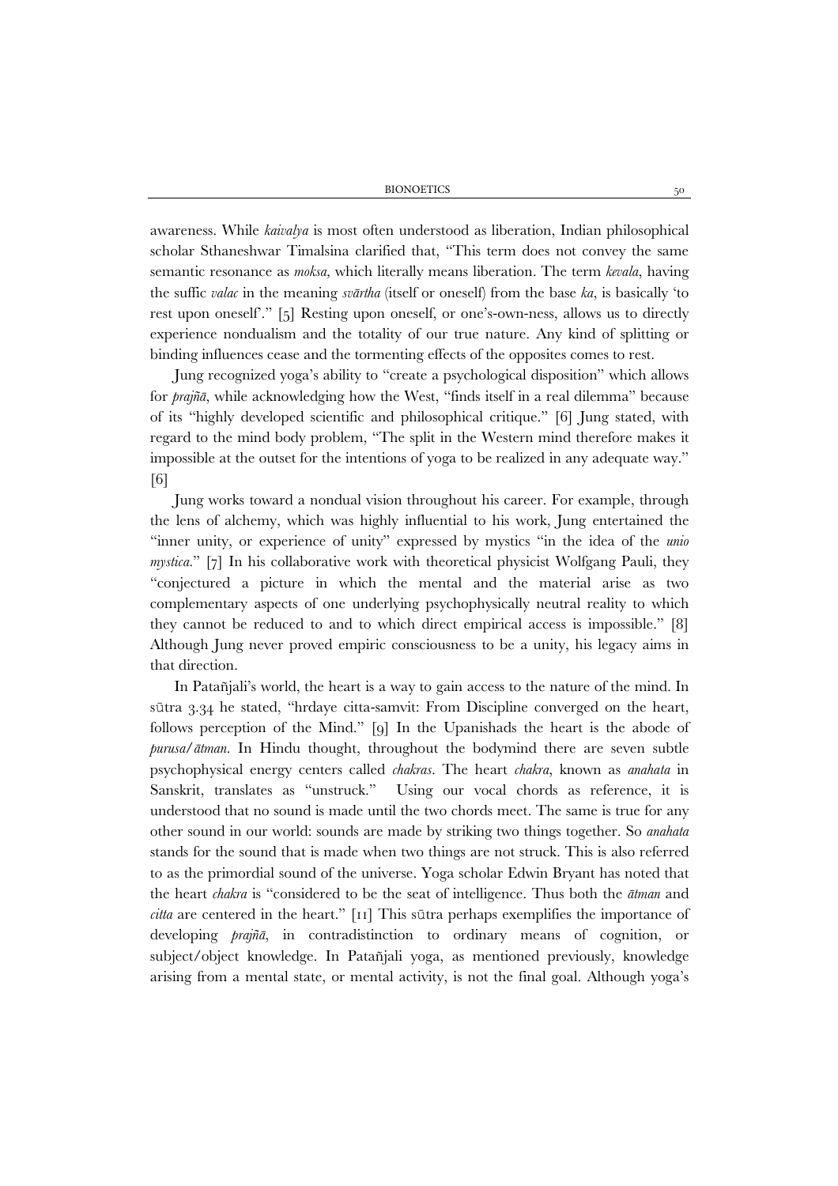awareness. While *kaivalya* is most often understood as liberation, Indian philosophical scholar Sthaneshwar Timalsina clarified that, "This term does not convey the same semantic resonance as *moksa,* which literally means liberation. The term *kevala*, having the suffic *valac* in the meaning *svārtha* (itself or oneself) from the base *ka*, is basically 'to rest upon oneself'." [5] Resting upon oneself, or one's-own-ness, allows us to directly experience nondualism and the totality of our true nature. Any kind of splitting or binding influences cease and the tormenting effects of the opposites comes to rest.

Jung recognized yoga's ability to "create a psychological disposition" which allows for *prajñā*, while acknowledging how the West, "finds itself in a real dilemma" because of its "highly developed scientific and philosophical critique." [6] Jung stated, with regard to the mind body problem, "The split in the Western mind therefore makes it impossible at the outset for the intentions of yoga to be realized in any adequate way." [6]

Jung works toward a nondual vision throughout his career. For example, through the lens of alchemy, which was highly influential to his work, Jung entertained the "inner unity, or experience of unity" expressed by mystics "in the idea of the *unio mystica*." [7] In his collaborative work with theoretical physicist Wolfgang Pauli, they "conjectured a picture in which the mental and the material arise as two complementary aspects of one underlying psychophysically neutral reality to which they cannot be reduced to and to which direct empirical access is impossible." [8] Although Jung never proved empiric consciousness to be a unity, his legacy aims in that direction.

In Patañjali's world, the heart is a way to gain access to the nature of the mind. In sūtra 3.34 he stated, "hrdaye citta-samvit: From Discipline converged on the heart, follows perception of the Mind." [9] In the Upanishads the heart is the abode of *purusa/ātman*. In Hindu thought, throughout the bodymind there are seven subtle psychophysical energy centers called *chakras*. The heart *chakra*, known as *anahata* in Sanskrit, translates as "unstruck." Using our vocal chords as reference, it is understood that no sound is made until the two chords meet. The same is true for any other sound in our world: sounds are made by striking two things together. So *anahata* stands for the sound that is made when two things are not struck. This is also referred to as the primordial sound of the universe. Yoga scholar Edwin Bryant has noted that the heart *chakra* is "considered to be the seat of intelligence. Thus both the *ātman* and *citta* are centered in the heart." [11] This sūtra perhaps exemplifies the importance of developing *prajñā*, in contradistinction to ordinary means of cognition, or subject/object knowledge. In Patañjali yoga, as mentioned previously, knowledge arising from a mental state, or mental activity, is not the final goal. Although yoga's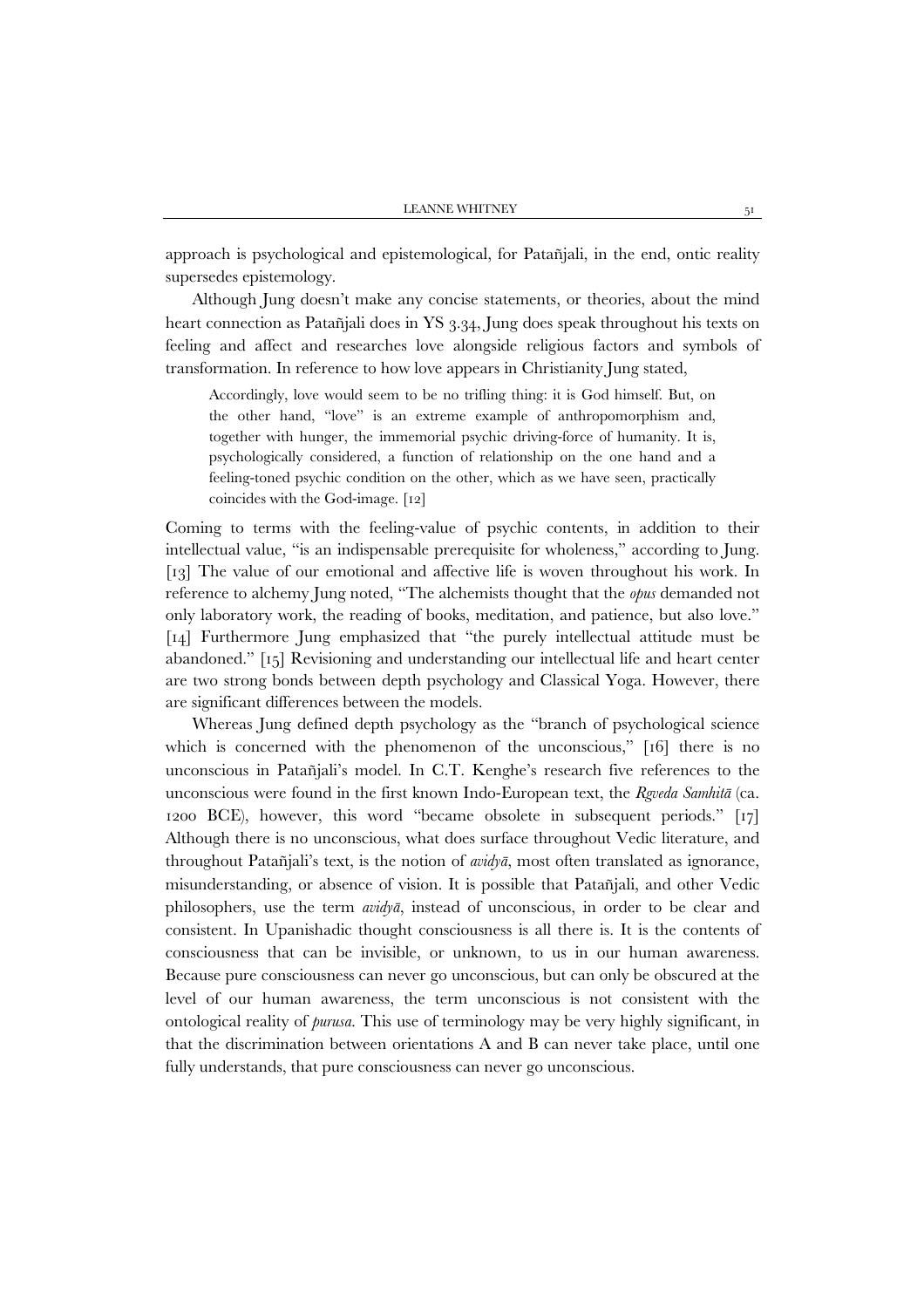approach is psychological and epistemological, for Patañjali, in the end, ontic reality supersedes epistemology.

Although Jung doesn't make any concise statements, or theories, about the mind heart connection as Patañjali does in YS 3.34, Jung does speak throughout his texts on feeling and affect and researches love alongside religious factors and symbols of transformation. In reference to how love appears in Christianity Jung stated,

> Accordingly, love would seem to be no trifling thing: it is God himself. But, on the other hand, "love" is an extreme example of anthropomorphism and, together with hunger, the immemorial psychic driving-force of humanity. It is, psychologically considered, a function of relationship on the one hand and a feeling-toned psychic condition on the other, which as we have seen, practically coincides with the God-image. [12]

Coming to terms with the feeling-value of psychic contents, in addition to their intellectual value, "is an indispensable prerequisite for wholeness," according to Jung. [13] The value of our emotional and affective life is woven throughout his work. In reference to alchemy Jung noted, "The alchemists thought that the *opus* demanded not only laboratory work, the reading of books, meditation, and patience, but also love." [14] Furthermore Jung emphasized that "the purely intellectual attitude must be abandoned." [15] Revisioning and understanding our intellectual life and heart center are two strong bonds between depth psychology and Classical Yoga. However, there are significant differences between the models.

Whereas Jung defined depth psychology as the "branch of psychological science which is concerned with the phenomenon of the unconscious," [16] there is no unconscious in Patañjali's model. In C.T. Kenghe's research five references to the unconscious were found in the first known Indo-European text, the *Rgveda Samhitā* (ca. 1200 BCE), however, this word "became obsolete in subsequent periods." [17] Although there is no unconscious, what does surface throughout Vedic literature, and throughout Patañjali's text, is the notion of *avidyā*, most often translated as ignorance, misunderstanding, or absence of vision. It is possible that Patañjali, and other Vedic philosophers, use the term *avidyā*, instead of unconscious, in order to be clear and consistent. In Upanishadic thought consciousness is all there is. It is the contents of consciousness that can be invisible, or unknown, to us in our human awareness. Because pure consciousness can never go unconscious, but can only be obscured at the level of our human awareness, the term unconscious is not consistent with the ontological reality of *purusa.* This use of terminology may be very highly significant, in that the discrimination between orientations A and B can never take place, until one fully understands, that pure consciousness can never go unconscious.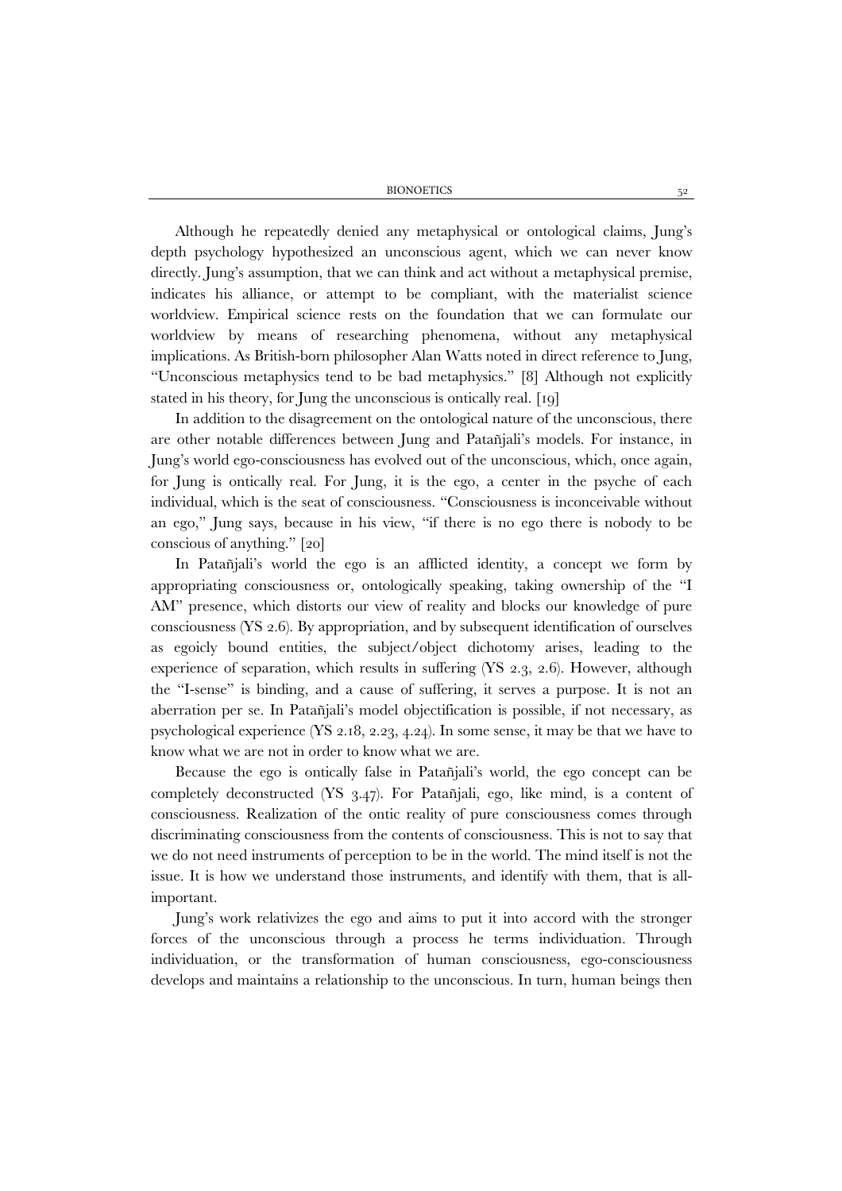Although he repeatedly denied any metaphysical or ontological claims, Jung's depth psychology hypothesized an unconscious agent, which we can never know directly. Jung's assumption, that we can think and act without a metaphysical premise, indicates his alliance, or attempt to be compliant, with the materialist science worldview. Empirical science rests on the foundation that we can formulate our worldview by means of researching phenomena, without any metaphysical implications. As British-born philosopher Alan Watts noted in direct reference to Jung, "Unconscious metaphysics tend to be bad metaphysics." [8] Although not explicitly stated in his theory, for Jung the unconscious is ontically real. [19]

In addition to the disagreement on the ontological nature of the unconscious, there are other notable differences between Jung and Patañjali's models. For instance, in Jung's world ego-consciousness has evolved out of the unconscious, which, once again, for Jung is ontically real. For Jung, it is the ego, a center in the psyche of each individual, which is the seat of consciousness. "Consciousness is inconceivable without an ego," Jung says, because in his view, "if there is no ego there is nobody to be conscious of anything." [20]

In Patañjali's world the ego is an afflicted identity, a concept we form by appropriating consciousness or, ontologically speaking, taking ownership of the "I AM" presence, which distorts our view of reality and blocks our knowledge of pure consciousness (YS 2.6). By appropriation, and by subsequent identification of ourselves as egoicly bound entities, the subject/object dichotomy arises, leading to the experience of separation, which results in suffering (YS 2.3, 2.6). However, although the "I-sense" is binding, and a cause of suffering, it serves a purpose. It is not an aberration per se. In Patañjali's model objectification is possible, if not necessary, as psychological experience (YS 2.18, 2.23, 4.24). In some sense, it may be that we have to know what we are not in order to know what we are.

Because the ego is ontically false in Patañjali's world, the ego concept can be completely deconstructed (YS 3.47). For Patañjali, ego, like mind, is a content of consciousness. Realization of the ontic reality of pure consciousness comes through discriminating consciousness from the contents of consciousness. This is not to say that we do not need instruments of perception to be in the world. The mind itself is not the issue. It is how we understand those instruments, and identify with them, that is all-important.

Jung's work relativizes the ego and aims to put it into accord with the stronger forces of the unconscious through a process he terms individuation. Through individuation, or the transformation of human consciousness, ego-consciousness develops and maintains a relationship to the unconscious. In turn, human beings then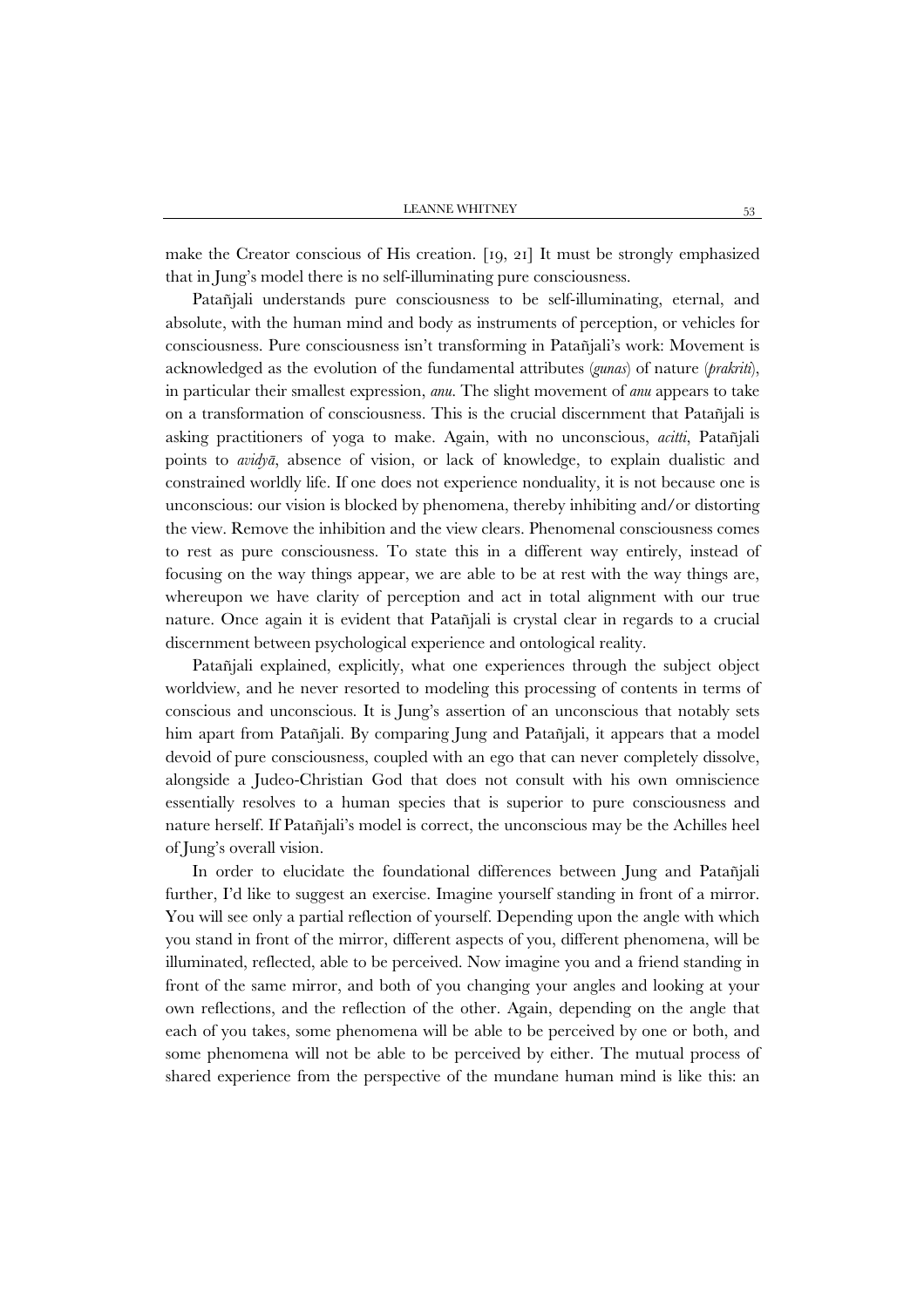make the Creator conscious of His creation. [19, 21] It must be strongly emphasized that in Jung's model there is no self-illuminating pure consciousness.

Patañjali understands pure consciousness to be self-illuminating, eternal, and absolute, with the human mind and body as instruments of perception, or vehicles for consciousness. Pure consciousness isn't transforming in Patañjali's work: Movement is acknowledged as the evolution of the fundamental attributes (*gunas*) of nature (*prakriti*), in particular their smallest expression, *anu*. The slight movement of *anu* appears to take on a transformation of consciousness. This is the crucial discernment that Patañjali is asking practitioners of yoga to make. Again, with no unconscious, *acitti*, Patañjali points to *avidyā*, absence of vision, or lack of knowledge, to explain dualistic and constrained worldly life. If one does not experience nonduality, it is not because one is unconscious: our vision is blocked by phenomena, thereby inhibiting and/or distorting the view. Remove the inhibition and the view clears. Phenomenal consciousness comes to rest as pure consciousness. To state this in a different way entirely, instead of focusing on the way things appear, we are able to be at rest with the way things are, whereupon we have clarity of perception and act in total alignment with our true nature. Once again it is evident that Patañjali is crystal clear in regards to a crucial discernment between psychological experience and ontological reality.

Patañjali explained, explicitly, what one experiences through the subject object worldview, and he never resorted to modeling this processing of contents in terms of conscious and unconscious. It is Jung's assertion of an unconscious that notably sets him apart from Patañjali. By comparing Jung and Patañjali, it appears that a model devoid of pure consciousness, coupled with an ego that can never completely dissolve, alongside a Judeo-Christian God that does not consult with his own omniscience essentially resolves to a human species that is superior to pure consciousness and nature herself. If Patañjali's model is correct, the unconscious may be the Achilles heel of Jung's overall vision.

In order to elucidate the foundational differences between Jung and Patañjali further, I'd like to suggest an exercise. Imagine yourself standing in front of a mirror. You will see only a partial reflection of yourself. Depending upon the angle with which you stand in front of the mirror, different aspects of you, different phenomena, will be illuminated, reflected, able to be perceived. Now imagine you and a friend standing in front of the same mirror, and both of you changing your angles and looking at your own reflections, and the reflection of the other. Again, depending on the angle that each of you takes, some phenomena will be able to be perceived by one or both, and some phenomena will not be able to be perceived by either. The mutual process of shared experience from the perspective of the mundane human mind is like this: an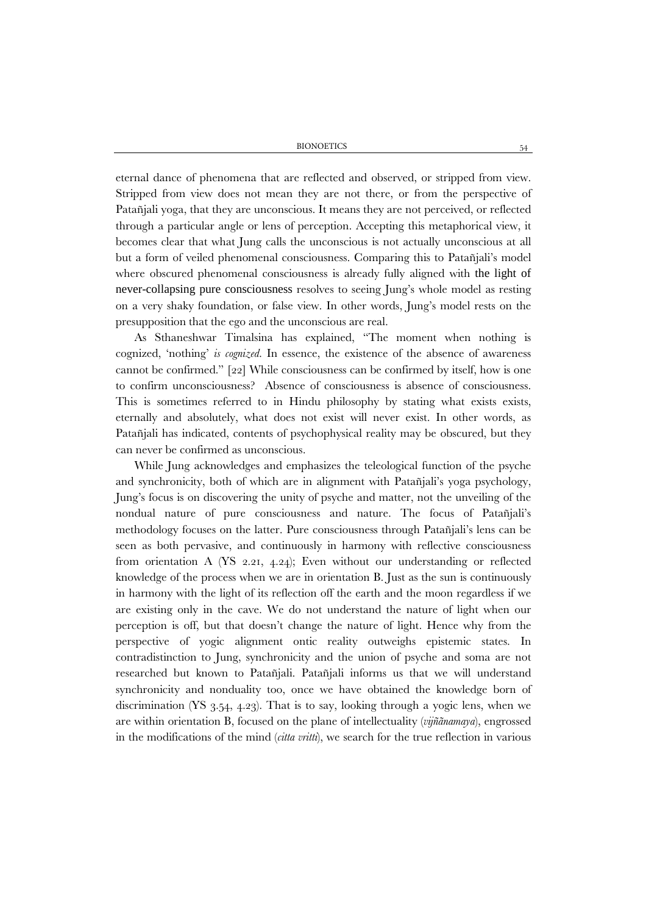eternal dance of phenomena that are reflected and observed, or stripped from view. Stripped from view does not mean they are not there, or from the perspective of Patañjali yoga, that they are unconscious. It means they are not perceived, or reflected through a particular angle or lens of perception. Accepting this metaphorical view, it becomes clear that what Jung calls the unconscious is not actually unconscious at all but a form of veiled phenomenal consciousness. Comparing this to Patañjali's model where obscured phenomenal consciousness is already fully aligned with the light of never-collapsing pure consciousness resolves to seeing Jung's whole model as resting on a very shaky foundation, or false view. In other words, Jung's model rests on the presupposition that the ego and the unconscious are real.

As Sthaneshwar Timalsina has explained, "The moment when nothing is cognized, 'nothing' *is cognized*. In essence, the existence of the absence of awareness cannot be confirmed." [22] While consciousness can be confirmed by itself, how is one to confirm unconsciousness? Absence of consciousness is absence of consciousness. This is sometimes referred to in Hindu philosophy by stating what exists exists, eternally and absolutely, what does not exist will never exist. In other words, as Patañjali has indicated, contents of psychophysical reality may be obscured, but they can never be confirmed as unconscious.

While Jung acknowledges and emphasizes the teleological function of the psyche and synchronicity, both of which are in alignment with Patañjali's yoga psychology, Jung's focus is on discovering the unity of psyche and matter, not the unveiling of the nondual nature of pure consciousness and nature. The focus of Patañjali's methodology focuses on the latter. Pure consciousness through Patañjali's lens can be seen as both pervasive, and continuously in harmony with reflective consciousness from orientation A (YS 2.21, 4.24); Even without our understanding or reflected knowledge of the process when we are in orientation B. Just as the sun is continuously in harmony with the light of its reflection off the earth and the moon regardless if we are existing only in the cave. We do not understand the nature of light when our perception is off, but that doesn't change the nature of light. Hence why from the perspective of yogic alignment ontic reality outweighs epistemic states. In contradistinction to Jung, synchronicity and the union of psyche and soma are not researched but known to Patañjali. Patañjali informs us that we will understand synchronicity and nonduality too, once we have obtained the knowledge born of discrimination (YS 3.54, 4.23). That is to say, looking through a yogic lens, when we are within orientation B, focused on the plane of intellectuality (*vijñānamaya*), engrossed in the modifications of the mind (*citta vritti*), we search for the true reflection in various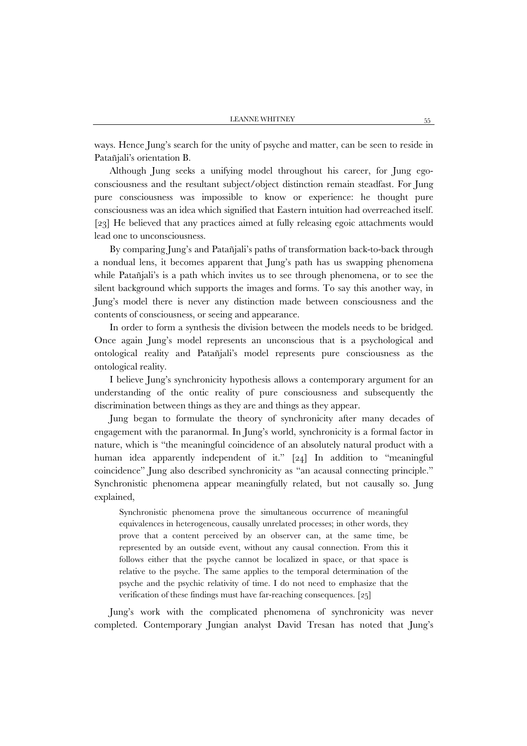ways. Hence Jung's search for the unity of psyche and matter, can be seen to reside in Patañjali's orientation B.

Although Jung seeks a unifying model throughout his career, for Jung ego-consciousness and the resultant subject/object distinction remain steadfast. For Jung pure consciousness was impossible to know or experience: he thought pure consciousness was an idea which signified that Eastern intuition had overreached itself. [23] He believed that any practices aimed at fully releasing egoic attachments would lead one to unconsciousness.

By comparing Jung's and Patañjali's paths of transformation back-to-back through a nondual lens, it becomes apparent that Jung's path has us swapping phenomena while Patañjali's is a path which invites us to see through phenomena, or to see the silent background which supports the images and forms. To say this another way, in Jung's model there is never any distinction made between consciousness and the contents of consciousness, or seeing and appearance.

In order to form a synthesis the division between the models needs to be bridged. Once again Jung's model represents an unconscious that is a psychological and ontological reality and Patañjali's model represents pure consciousness as the ontological reality.

I believe Jung's synchronicity hypothesis allows a contemporary argument for an understanding of the ontic reality of pure consciousness and subsequently the discrimination between things as they are and things as they appear.

Jung began to formulate the theory of synchronicity after many decades of engagement with the paranormal. In Jung's world, synchronicity is a formal factor in nature, which is "the meaningful coincidence of an absolutely natural product with a human idea apparently independent of it." [24] In addition to "meaningful coincidence" Jung also described synchronicity as "an acausal connecting principle." Synchronistic phenomena appear meaningfully related, but not causally so. Jung explained,

> Synchronistic phenomena prove the simultaneous occurrence of meaningful equivalences in heterogeneous, causally unrelated processes; in other words, they prove that a content perceived by an observer can, at the same time, be represented by an outside event, without any causal connection. From this it follows either that the psyche cannot be localized in space, or that space is relative to the psyche. The same applies to the temporal determination of the psyche and the psychic relativity of time. I do not need to emphasize that the verification of these findings must have far-reaching consequences. [25]

Jung's work with the complicated phenomena of synchronicity was never completed. Contemporary Jungian analyst David Tresan has noted that Jung's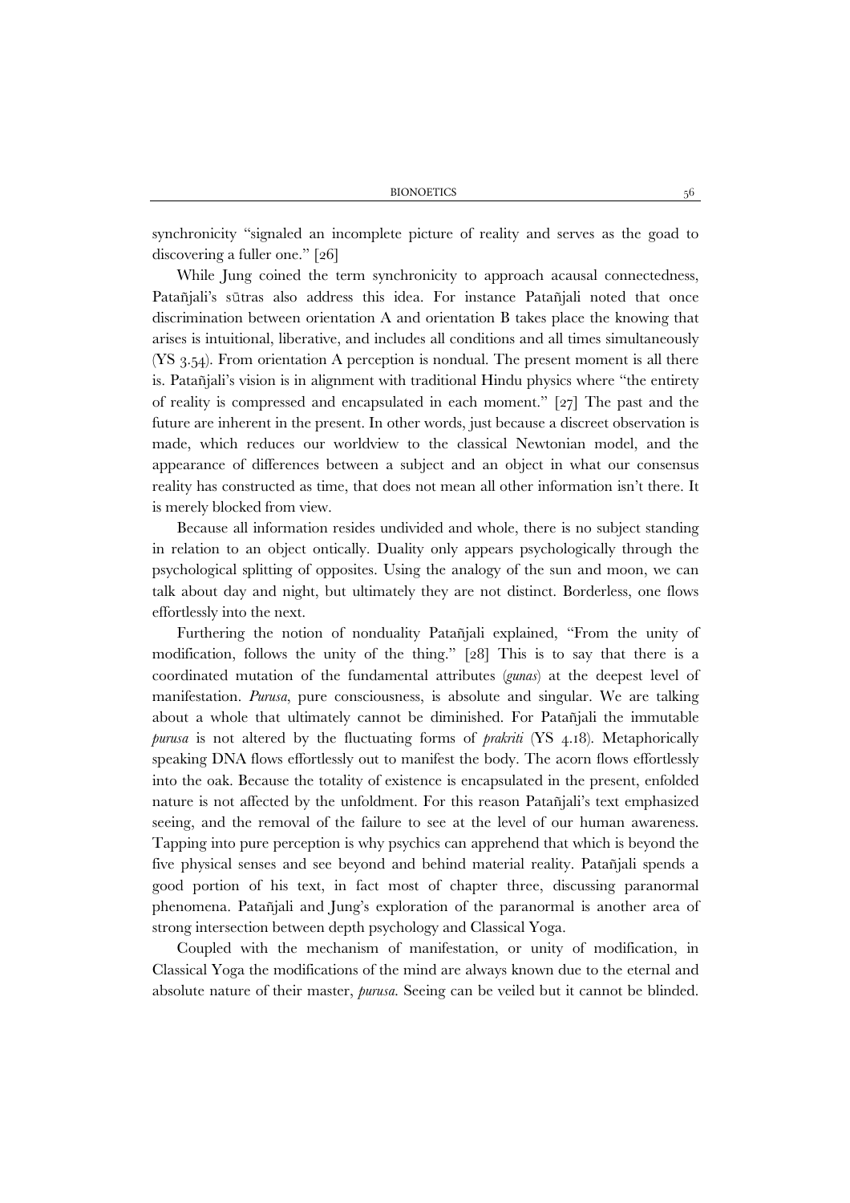synchronicity "signaled an incomplete picture of reality and serves as the goad to discovering a fuller one." [26]

While Jung coined the term synchronicity to approach acausal connectedness, Patañjali's sūtras also address this idea. For instance Patañjali noted that once discrimination between orientation A and orientation B takes place the knowing that arises is intuitional, liberative, and includes all conditions and all times simultaneously (YS 3.54). From orientation A perception is nondual. The present moment is all there is. Patañjali's vision is in alignment with traditional Hindu physics where "the entirety of reality is compressed and encapsulated in each moment." [27] The past and the future are inherent in the present. In other words, just because a discreet observation is made, which reduces our worldview to the classical Newtonian model, and the appearance of differences between a subject and an object in what our consensus reality has constructed as time, that does not mean all other information isn't there. It is merely blocked from view.

Because all information resides undivided and whole, there is no subject standing in relation to an object ontically. Duality only appears psychologically through the psychological splitting of opposites. Using the analogy of the sun and moon, we can talk about day and night, but ultimately they are not distinct. Borderless, one flows effortlessly into the next.

Furthering the notion of nonduality Patañjali explained, "From the unity of modification, follows the unity of the thing." [28] This is to say that there is a coordinated mutation of the fundamental attributes (*gunas*) at the deepest level of manifestation. *Purusa*, pure consciousness, is absolute and singular. We are talking about a whole that ultimately cannot be diminished. For Patañjali the immutable *purusa* is not altered by the fluctuating forms of *prakriti* (YS 4.18). Metaphorically speaking DNA flows effortlessly out to manifest the body. The acorn flows effortlessly into the oak. Because the totality of existence is encapsulated in the present, enfolded nature is not affected by the unfoldment. For this reason Patañjali's text emphasized seeing, and the removal of the failure to see at the level of our human awareness. Tapping into pure perception is why psychics can apprehend that which is beyond the five physical senses and see beyond and behind material reality. Patañjali spends a good portion of his text, in fact most of chapter three, discussing paranormal phenomena. Patañjali and Jung's exploration of the paranormal is another area of strong intersection between depth psychology and Classical Yoga.

Coupled with the mechanism of manifestation, or unity of modification, in Classical Yoga the modifications of the mind are always known due to the eternal and absolute nature of their master, *purusa*. Seeing can be veiled but it cannot be blinded.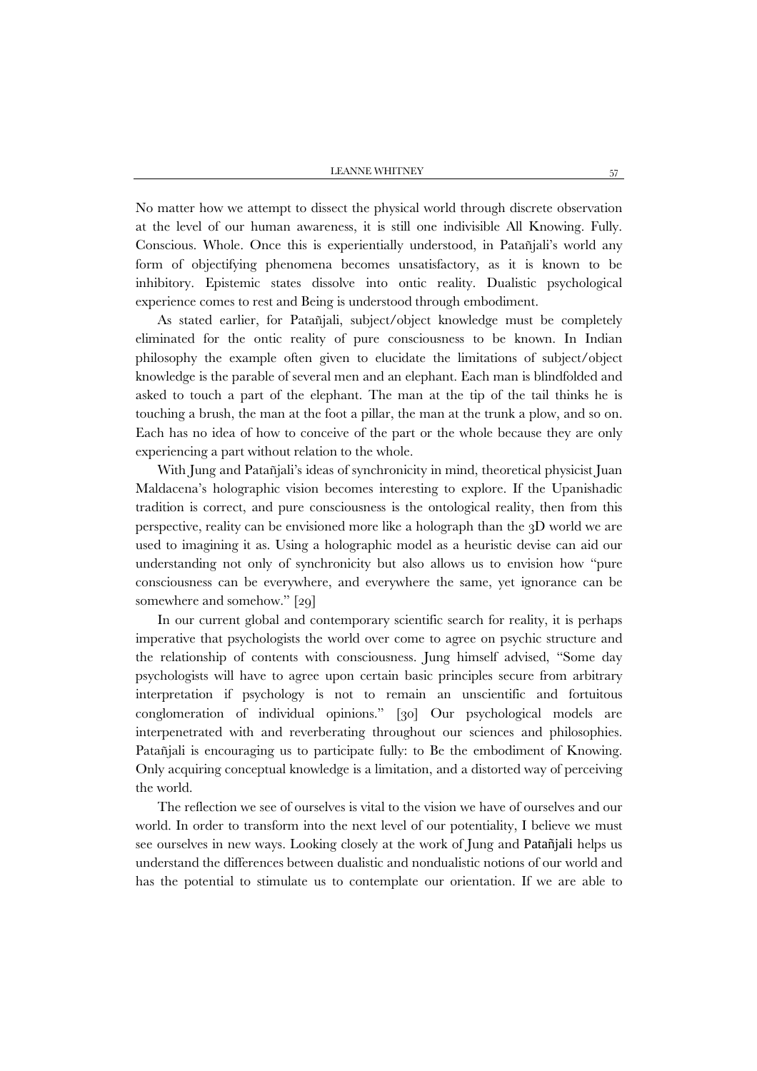No matter how we attempt to dissect the physical world through discrete observation at the level of our human awareness, it is still one indivisible All Knowing. Fully. Conscious. Whole. Once this is experientially understood, in Patañjali's world any form of objectifying phenomena becomes unsatisfactory, as it is known to be inhibitory. Epistemic states dissolve into ontic reality. Dualistic psychological experience comes to rest and Being is understood through embodiment.

As stated earlier, for Patañjali, subject/object knowledge must be completely eliminated for the ontic reality of pure consciousness to be known. In Indian philosophy the example often given to elucidate the limitations of subject/object knowledge is the parable of several men and an elephant. Each man is blindfolded and asked to touch a part of the elephant. The man at the tip of the tail thinks he is touching a brush, the man at the foot a pillar, the man at the trunk a plow, and so on. Each has no idea of how to conceive of the part or the whole because they are only experiencing a part without relation to the whole.

With Jung and Patañjali's ideas of synchronicity in mind, theoretical physicist Juan Maldacena's holographic vision becomes interesting to explore. If the Upanishadic tradition is correct, and pure consciousness is the ontological reality, then from this perspective, reality can be envisioned more like a holograph than the 3D world we are used to imagining it as. Using a holographic model as a heuristic devise can aid our understanding not only of synchronicity but also allows us to envision how "pure consciousness can be everywhere, and everywhere the same, yet ignorance can be somewhere and somehow." [29]

In our current global and contemporary scientific search for reality, it is perhaps imperative that psychologists the world over come to agree on psychic structure and the relationship of contents with consciousness. Jung himself advised, "Some day psychologists will have to agree upon certain basic principles secure from arbitrary interpretation if psychology is not to remain an unscientific and fortuitous conglomeration of individual opinions." [30] Our psychological models are interpenetrated with and reverberating throughout our sciences and philosophies. Patañjali is encouraging us to participate fully: to Be the embodiment of Knowing. Only acquiring conceptual knowledge is a limitation, and a distorted way of perceiving the world.

The reflection we see of ourselves is vital to the vision we have of ourselves and our world. In order to transform into the next level of our potentiality, I believe we must see ourselves in new ways. Looking closely at the work of Jung and Patañjali helps us understand the differences between dualistic and nondualistic notions of our world and has the potential to stimulate us to contemplate our orientation. If we are able to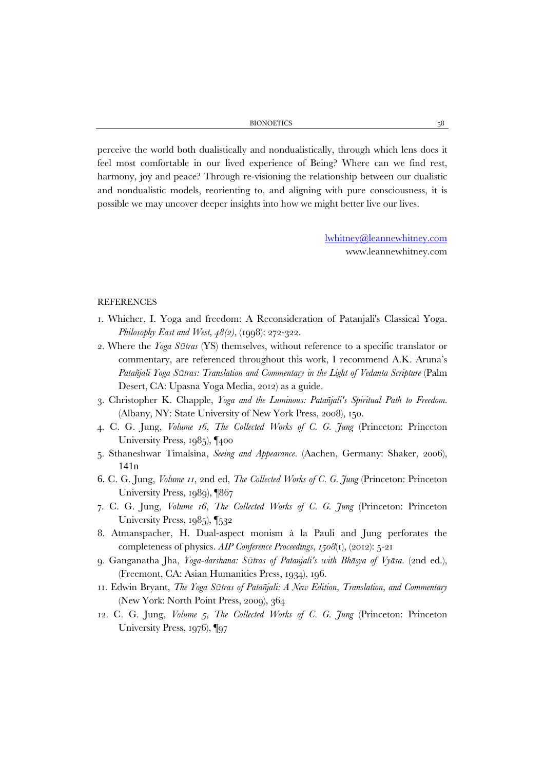perceive the world both dualistically and nondualistically, through which lens does it feel most comfortable in our lived experience of Being? Where can we find rest, harmony, joy and peace? Through re-visioning the relationship between our dualistic and nondualistic models, reorienting to, and aligning with pure consciousness, it is possible we may uncover deeper insights into how we might better live our lives.

lwhitney@leannewhitney.com
www.leannewhitney.com

## REFERENCES

1. Whicher, I. Yoga and freedom: A Reconsideration of Patanjali's Classical Yoga. *Philosophy East and West, 48(2)*, (1998): 272-322.
2. Where the *Yoga Sūtras* (YS) themselves, without reference to a specific translator or commentary, are referenced throughout this work, I recommend A.K. Aruna's *Patañjali Yoga Sūtras: Translation and Commentary in the Light of Vedanta Scripture* (Palm Desert, CA: Upasna Yoga Media, 2012) as a guide.
3. Christopher K. Chapple, *Yoga and the Luminous: Patañjali's Spiritual Path to Freedom.* (Albany, NY: State University of New York Press, 2008), 150.
4. C. G. Jung, *Volume 16*, *The Collected Works of C. G. Jung* (Princeton: Princeton University Press, 1985), ¶400
5. Sthaneshwar Timalsina, *Seeing and Appearance*. (Aachen, Germany: Shaker, 2006), 141n
6. C. G. Jung, *Volume 11*, 2nd ed, *The Collected Works of C. G. Jung* (Princeton: Princeton University Press, 1989), ¶867
7. C. G. Jung, *Volume 16*, *The Collected Works of C. G. Jung* (Princeton: Princeton University Press, 1985), ¶532
8. Atmanspacher, H. Dual-aspect monism à la Pauli and Jung perforates the completeness of physics. *AIP Conference Proceedings*, *1508*(1), (2012): 5-21
9. Ganganatha Jha, *Yoga-darshana: Sūtras of Patanjali's with Bhāsya of Vyāsa.* (2nd ed.), (Freemont, CA: Asian Humanities Press, 1934), 196.
11. Edwin Bryant, *The Yoga Sūtras of Patañjali: A New Edition, Translation, and Commentary* (New York: North Point Press, 2009), 364
12. C. G. Jung, *Volume 5*, *The Collected Works of C. G. Jung* (Princeton: Princeton University Press, 1976), ¶97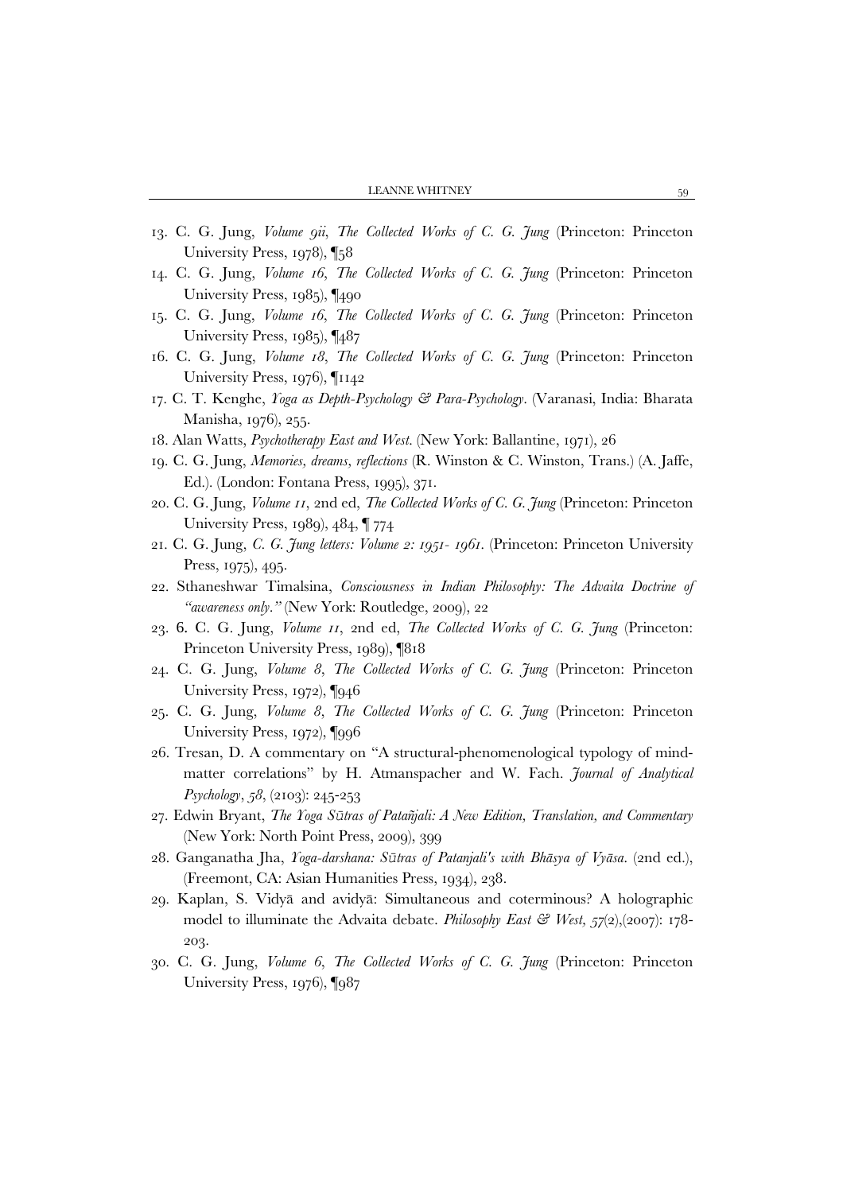13. C. G. Jung, *Volume 9ii*, *The Collected Works of C. G. Jung* (Princeton: Princeton University Press, 1978), ¶58
14. C. G. Jung, *Volume 16*, *The Collected Works of C. G. Jung* (Princeton: Princeton University Press, 1985), ¶490
15. C. G. Jung, *Volume 16*, *The Collected Works of C. G. Jung* (Princeton: Princeton University Press, 1985), ¶487
16. C. G. Jung, *Volume 18*, *The Collected Works of C. G. Jung* (Princeton: Princeton University Press, 1976), ¶1142
17. C. T. Kenghe, *Yoga as Depth-Psychology & Para-Psychology*. (Varanasi, India: Bharata Manisha, 1976), 255.
18. Alan Watts, *Psychotherapy East and West*. (New York: Ballantine, 1971), 26
19. C. G. Jung, *Memories, dreams, reflections* (R. Winston & C. Winston, Trans.) (A. Jaffe, Ed.). (London: Fontana Press, 1995), 371.
20. C. G. Jung, *Volume 11*, 2nd ed, *The Collected Works of C. G. Jung* (Princeton: Princeton University Press, 1989), 484, ¶ 774
21. C. G. Jung, *C. G. Jung letters: Volume 2: 1951- 1961*. (Princeton: Princeton University Press, 1975), 495.
22. Sthaneshwar Timalsina, *Consciousness in Indian Philosophy: The Advaita Doctrine of "awareness only."* (New York: Routledge, 2009), 22
23. 6. C. G. Jung, *Volume 11*, 2nd ed, *The Collected Works of C. G. Jung* (Princeton: Princeton University Press, 1989), ¶818
24. C. G. Jung, *Volume 8*, *The Collected Works of C. G. Jung* (Princeton: Princeton University Press, 1972), ¶946
25. C. G. Jung, *Volume 8*, *The Collected Works of C. G. Jung* (Princeton: Princeton University Press, 1972), ¶996
26. Tresan, D. A commentary on "A structural-phenomenological typology of mind-matter correlations" by H. Atmanspacher and W. Fach. *Journal of Analytical Psychology*, *58*, (2103): 245-253
27. Edwin Bryant, *The Yoga Sūtras of Patañjali: A New Edition, Translation, and Commentary* (New York: North Point Press, 2009), 399
28. Ganganatha Jha, *Yoga-darshana: Sūtras of Patanjali's with Bhāsya of Vyāsa*. (2nd ed.), (Freemont, CA: Asian Humanities Press, 1934), 238.
29. Kaplan, S. Vidyā and avidyā: Simultaneous and coterminous? A holographic model to illuminate the Advaita debate. *Philosophy East & West, 57*(2),(2007): 178-203.
30. C. G. Jung, *Volume 6*, *The Collected Works of C. G. Jung* (Princeton: Princeton University Press, 1976), ¶987